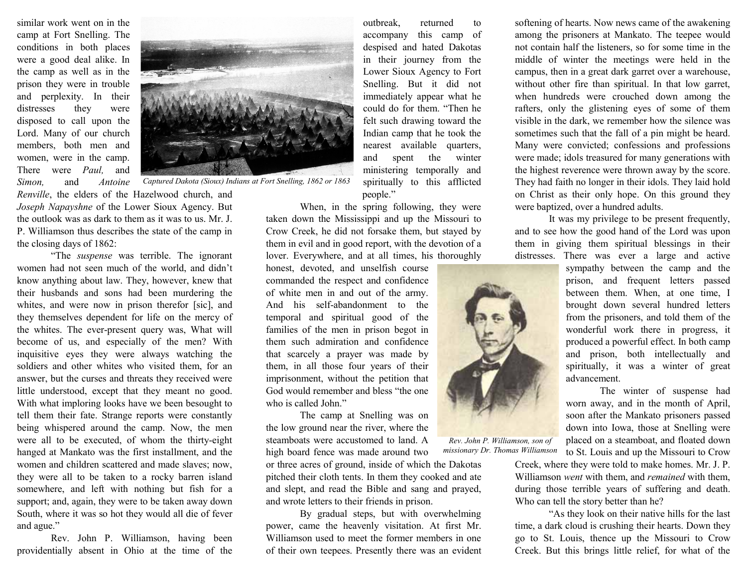similar work went on in the camp at Fort Snelling. The conditions in both places were a good deal alike. In the camp as well as in the prison they were in trouble and perplexity. In their distresses they were disposed to call upon the Lord. Many of our church members, both men and women, were in the camp. There were *Paul,* and *Simon,* and *Antoine Renville*, the elders of the Hazelwood church, and *Joseph Napayshne* of the Lower Sioux Agency. But the outlook was as dark to them as it was to us. Mr. J. P. Williamson thus describes the state of the camp in the closing days of 1862:

*Captured Dakota (Sioux) Indians at Fort Snelling, 1862 or 1863*

"The *suspense* was terrible. The ignorant women had not seen much of the world, and didn't know anything about law. They, however, knew that their husbands and sons had been murdering the whites, and were now in prison therefor [sic], and they themselves dependent for life on the mercy of the whites. The ever-present query was, What will become of us, and especially of the men? With inquisitive eyes they were always watching the soldiers and other whites who visited them, for an answer, but the curses and threats they received were little understood, except that they meant no good. With what imploring looks have we been besought to tell them their fate. Strange reports were constantly being whispered around the camp. Now, the men were all to be executed, of whom the thirty-eight hanged at Mankato was the first installment, and the women and children scattered and made slaves; now, they were all to be taken to a rocky barren island somewhere, and left with nothing but fish for a support; and, again, they were to be taken away down South, where it was so hot they would all die of fever and ague."

Rev. John P. Williamson, having been providentially absent in Ohio at the time of the outbreak, returned to accompany this camp of despised and hated Dakotas in their journey from the Lower Sioux Agency to Fort Snelling. But it did not immediately appear what he could do for them. "Then he felt such drawing toward the Indian camp that he took the nearest available quarters, and spent the winter ministering temporally and spiritually to this afflicted people."

When, in the spring following, they were taken down the Mississippi and up the Missouri to Crow Creek, he did not forsake them, but stayed by them in evil and in good report, with the devotion of a lover. Everywhere, and at all times, his thoroughly honest, devoted, and unselfish course commanded the respect and confidence of white men in and out of the army. And his self-abandonment to the temporal and spiritual good of the families of the men in prison begot in them such admiration and confidence that scarcely a prayer was made by them, in all those four years of their imprisonment, without the petition that God would remember and bless "the one who is called John."

*Rev. John P. Williamson, son of missionary Dr. Thomas Williamson*

The camp at Snelling was on the low ground near the river, where the steamboats were accustomed to land. A high board fence was made around two or three acres of ground, inside of which the Dakotas pitched their cloth tents. In them they cooked and ate and slept, and read the Bible and sang and prayed, and wrote letters to their friends in prison.

By gradual steps, but with overwhelming power, came the heavenly visitation. At first Mr. Williamson used to meet the former members in one of their own teepees. Presently there was an evident softening of hearts. Now news came of the awakening among the prisoners at Mankato. The teepee would not contain half the listeners, so for some time in the middle of winter the meetings were held in the campus, then in a great dark garret over a warehouse, without other fire than spiritual. In that low garret, when hundreds were crouched down among the rafters, only the glistening eyes of some of them visible in the dark, we remember how the silence was sometimes such that the fall of a pin might be heard. Many were convicted; confessions and professions were made; idols treasured for many generations with the highest reverence were thrown away by the score. They had faith no longer in their idols. They laid hold on Christ as their only hope. On this ground they were baptized, over a hundred adults.

It was my privilege to be present frequently, and to see how the good hand of the Lord was upon them in giving them spiritual blessings in their distresses. There was ever a large and active sympathy between the camp and the prison, and frequent letters passed between them. When, at one time, I brought down several hundred letters from the prisoners, and told them of the wonderful work there in progress, it produced a powerful effect. In both camp and prison, both intellectually and spiritually, it was a winter of great advancement.

The winter of suspense had worn away, and in the month of April, soon after the Mankato prisoners passed down into Iowa, those at Snelling were placed on a steamboat, and floated down to St. Louis and up the Missouri to Crow Creek, where they were told to make homes. Mr. J. P. Williamson *went* with them, and *remained* with them, during those terrible years of suffering and death. Who can tell the story better than he?

"As they look on their native hills for the last time, a dark cloud is crushing their hearts. Down they go to St. Louis, thence up the Missouri to Crow Creek. But this brings little relief, for what of the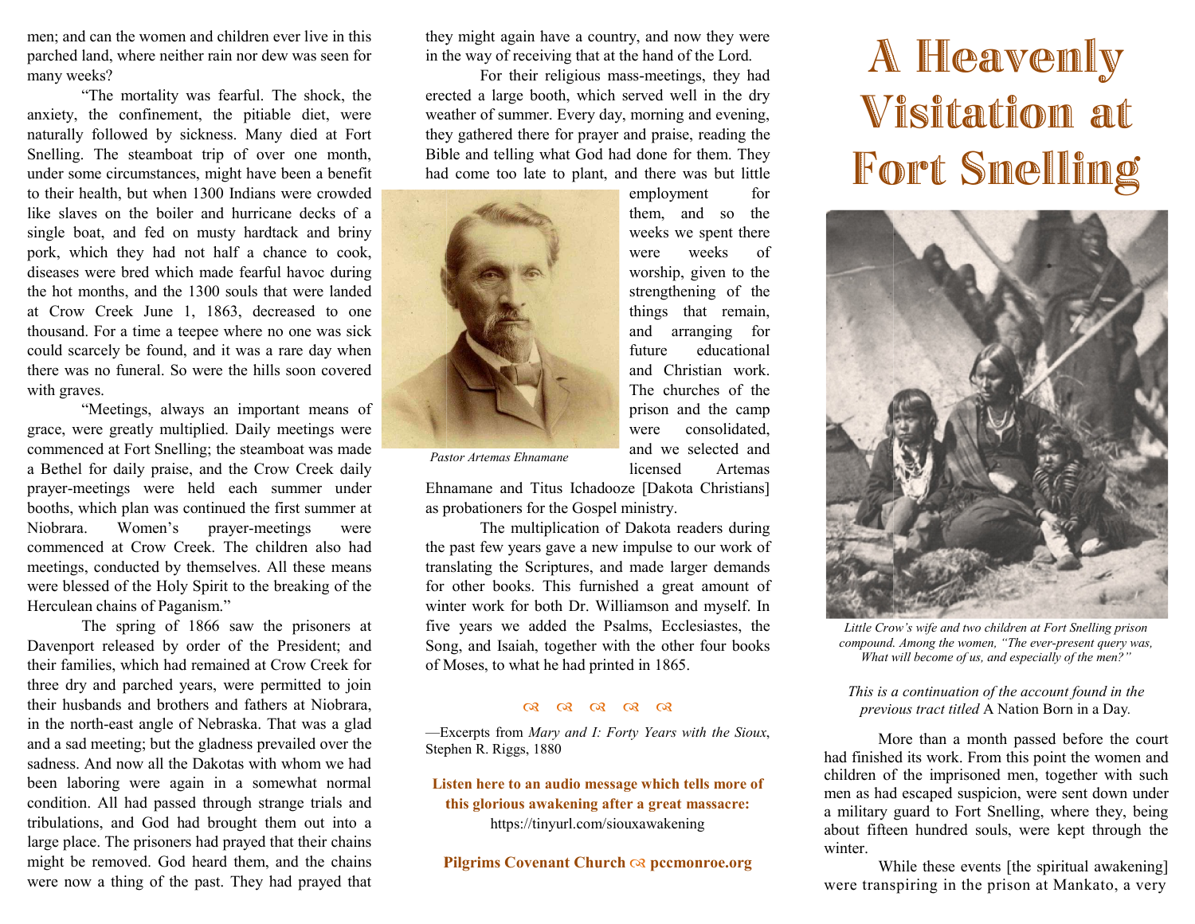men; and can the women and children ever live in this parched land, where neither rain nor dew was seen for many weeks?

"The mortality was fearful. The shock, the anxiety, the confinement, the pitiable diet, were naturally followed by sickness. Many died at Fort Snelling. The steamboat trip of over one month, under some circumstances, might have been a benefit to their health, but when 1300 Indians were crowded like slaves on the boiler and hurricane decks of a single boat, and fed on musty hardtack and briny pork, which they had not half a chance to cook, diseases were bred which made fearful havoc during the hot months, and the 1300 souls that were landed at Crow Creek June 1, 1863, decreased to one thousand. For a time a teepee where no one was sick could scarcely be found, and it was a rare day when there was no funeral. So were the hills soon covered with graves.

"Meetings, always an important means of grace, were greatly multiplied. Daily meetings were commenced at Fort Snelling; the steamboat was made a Bethel for daily praise, and the Crow Creek daily prayer-meetings were held each summer under booths, which plan was continued the first summer at Niobrara. Women's prayer-meetings were commenced at Crow Creek. The children also had meetings, conducted by themselves. All these means were blessed of the Holy Spirit to the breaking of the Herculean chains of Paganism."

The spring of 1866 saw the prisoners at Davenport released by order of the President; and their families, which had remained at Crow Creek for three dry and parched years, were permitted to join their husbands and brothers and fathers at Niobrara, in the north-east angle of Nebraska. That was a glad and a sad meeting; but the gladness prevailed over the sadness. And now all the Dakotas with whom we had been laboring were again in a somewhat normal condition. All had passed through strange trials and tribulations, and God had brought them out into a large place. The prisoners had prayed that their chains might be removed. God heard them, and the chains were now a thing of the past. They had prayed that they might again have a country, and now they were in the way of receiving that at the hand of the Lord.

For their religious mass-meetings, they had erected a large booth, which served well in the dry weather of summer. Every day, morning and evening, they gathered there for prayer and praise, reading the Bible and telling what God had done for them. They had come too late to plant, and there was but little employment for them, and so the weeks we spent there were weeks of worship, given to the strengthening of the things that remain, and arranging for future educational and Christian work. The churches of the prison and the camp were consolidated, and we selected and licensed Artemas Ehnamane and Titus Ichadooze [Dakota Christians] as probationers for the Gospel ministry.

*Pastor Artemas Ehnamane*

The multiplication of Dakota readers during the past few years gave a new impulse to our work of translating the Scriptures, and made larger demands for other books. This furnished a great amount of winter work for both Dr. Williamson and myself. In five years we added the Psalms, Ecclesiastes, the Song, and Isaiah, together with the other four books of Moses, to what he had printed in 1865.

ଓ ଓ ଓ ଓ ଓ

—Excerpts from *Mary and I: Forty Years with the Sioux*, Stephen R. Riggs, 1880

**Listen here to an audio message which tells more of this glorious awakening after a great massacre:**
https://tinyurl.com/siouxawakening

**Pilgrims Covenant Church ଓ pccmonroe.org**

# A Heavenly Visitation at Fort Snelling

*Little Crow's wife and two children at Fort Snelling prison compound. Among the women, "The ever-present query was, What will become of us, and especially of the men?"*

*This is a continuation of the account found in the previous tract titled* A Nation Born in a Day.

More than a month passed before the court had finished its work. From this point the women and children of the imprisoned men, together with such men as had escaped suspicion, were sent down under a military guard to Fort Snelling, where they, being about fifteen hundred souls, were kept through the winter.

While these events [the spiritual awakening] were transpiring in the prison at Mankato, a very